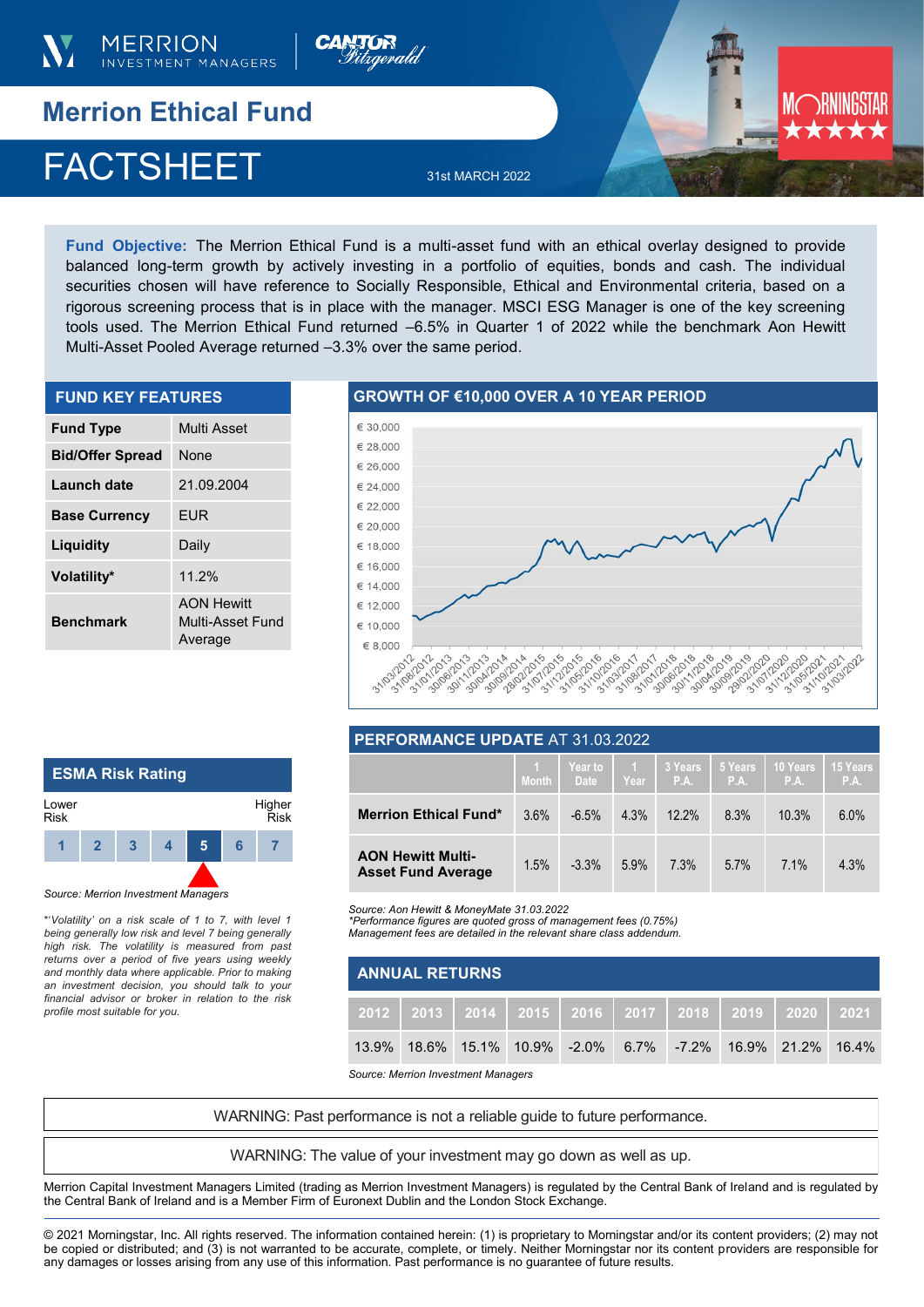MERRION INVESTMENT MANAGERS

# Merrion Ethical Fund

# FACTSHEET

31st MARCH 2022

**Fund Objective:** The Merrion Ethical Fund is a multi-asset fund with an ethical overlay designed to provide balanced long-term growth by actively investing in a portfolio of equities, bonds and cash. The individual securities chosen will have reference to Socially Responsible, Ethical and Environmental criteria, based on a rigorous screening process that is in place with the manager. MSCI ESG Manager is one of the key screening tools used. The Merrion Ethical Fund returned –6.5% in Quarter 1 of 2022 while the benchmark Aon Hewitt Multi-Asset Pooled Average returned –3.3% over the same period.

## FUND KEY FEATURES

| | |
|---|---|
| **Fund Type** | Multi Asset |
| **Bid/Offer Spread** | None |
| **Launch date** | 21.09.2004 |
| **Base Currency** | EUR |
| **Liquidity** | Daily |
| **Volatility*** | 11.2% |
| **Benchmark** | AON Hewitt Multi-Asset Fund Average |

## GROWTH OF €10,000 OVER A 10 YEAR PERIOD

## ESMA Risk Rating

Lower Risk — Higher Risk

| 1 | 2 | 3 | 4 | **5** | 6 | 7 |
|---|---|---|---|---|---|---|

*Source: Merrion Investment Managers*

*\*'Volatility' on a risk scale of 1 to 7, with level 1 being generally low risk and level 7 being generally high risk. The volatility is measured from past returns over a period of five years using weekly and monthly data where applicable. Prior to making an investment decision, you should talk to your financial advisor or broker in relation to the risk profile most suitable for you.*

## PERFORMANCE UPDATE AT 31.03.2022

| | 1 Month | Year to Date | 1 Year | 3 Years P.A. | 5 Years P.A. | 10 Years P.A. | 15 Years P.A. |
|---|---|---|---|---|---|---|---|
| **Merrion Ethical Fund*** | 3.6% | -6.5% | 4.3% | 12.2% | 8.3% | 10.3% | 6.0% |
| **AON Hewitt Multi-Asset Fund Average** | 1.5% | -3.3% | 5.9% | 7.3% | 5.7% | 7.1% | 4.3% |

*Source: Aon Hewitt & MoneyMate 31.03.2022*
*\*Performance figures are quoted gross of management fees (0.75%)*
*Management fees are detailed in the relevant share class addendum.*

## ANNUAL RETURNS

| 2012 | 2013 | 2014 | 2015 | 2016 | 2017 | 2018 | 2019 | 2020 | 2021 |
|---|---|---|---|---|---|---|---|---|---|
| 13.9% | 18.6% | 15.1% | 10.9% | -2.0% | 6.7% | -7.2% | 16.9% | 21.2% | 16.4% |

*Source: Merrion Investment Managers*

WARNING: Past performance is not a reliable guide to future performance.

WARNING: The value of your investment may go down as well as up.

Merrion Capital Investment Managers Limited (trading as Merrion Investment Managers) is regulated by the Central Bank of Ireland and is regulated by the Central Bank of Ireland and is a Member Firm of Euronext Dublin and the London Stock Exchange.

© 2021 Morningstar, Inc. All rights reserved. The information contained herein: (1) is proprietary to Morningstar and/or its content providers; (2) may not be copied or distributed; and (3) is not warranted to be accurate, complete, or timely. Neither Morningstar nor its content providers are responsible for any damages or losses arising from any use of this information. Past performance is no guarantee of future results.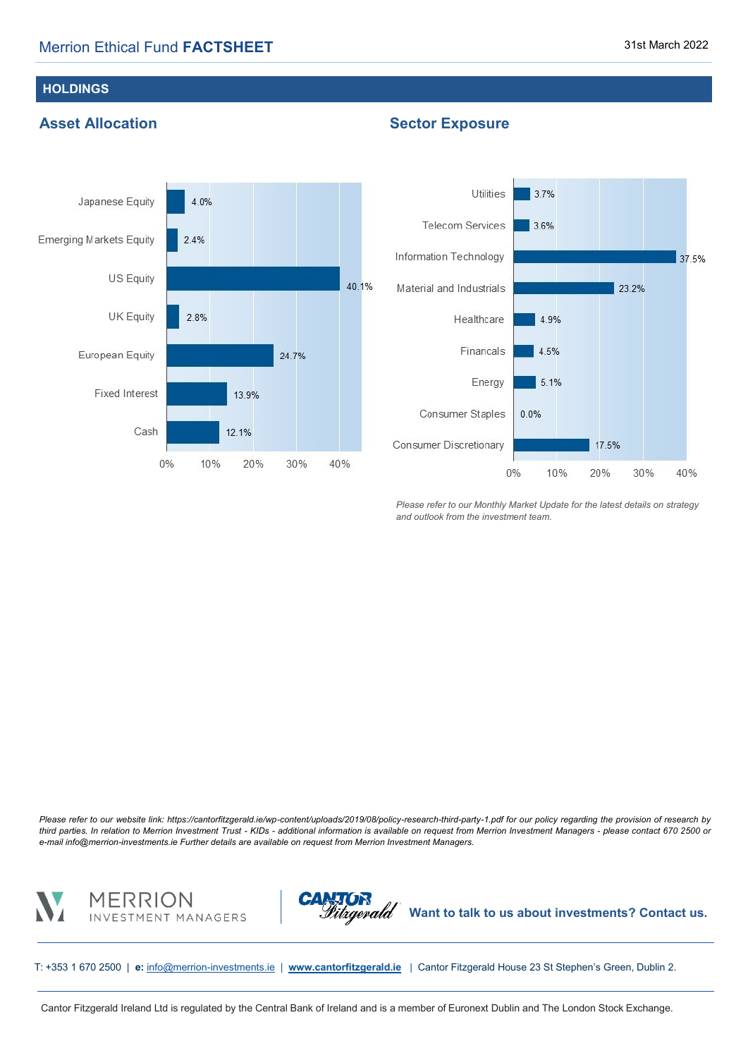## HOLDINGS

### Asset Allocation

Japanese Equity 4.0%
Emerging Markets Equity 2.4%
US Equity 40.1%
UK Equity 2.8%
European Equity 24.7%
Fixed Interest 13.9%
Cash 12.1%

0% 10% 20% 30% 40%

### Sector Exposure

Utilities 3.7%
Telecom Services 3.6%
Information Technology 37.5%
Material and Industrials 23.2%
Healthcare 4.9%
Financals 4.5%
Energy 5.1%
Consumer Staples 0.0%
Consumer Discretionary 17.5%

0% 10% 20% 30% 40%

*Please refer to our Monthly Market Update for the latest details on strategy and outlook from the investment team.*

*Please refer to our website link: https://cantorfitzgerald.ie/wp-content/uploads/2019/08/policy-research-third-party-1.pdf for our policy regarding the provision of research by third parties. In relation to Merrion Investment Trust - KIDs - additional information is available on request from Merrion Investment Managers - please contact 670 2500 or e-mail info@merrion-investments.ie Further details are available on request from Merrion Investment Managers.*

MERRION INVESTMENT MANAGERS

CANTOR Fitzgerald **Want to talk to us about investments? Contact us.**

T: +353 1 670 2500 | **e:** info@merrion-investments.ie | **www.cantorfitzgerald.ie** | Cantor Fitzgerald House 23 St Stephen's Green, Dublin 2.

Cantor Fitzgerald Ireland Ltd is regulated by the Central Bank of Ireland and is a member of Euronext Dublin and The London Stock Exchange.